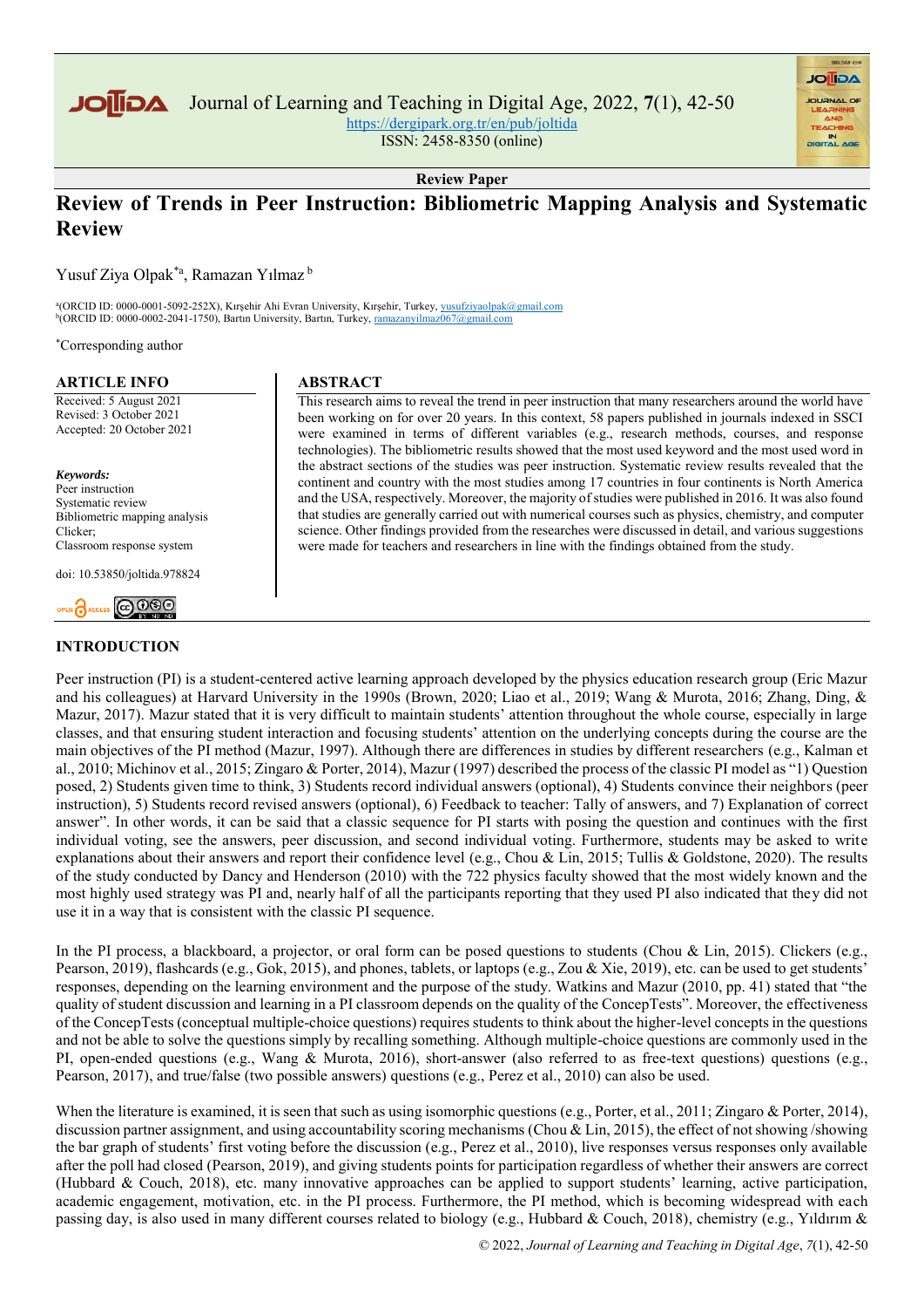Review Paper

# Review of Trends in Peer Instruction: Bibliometric Mapping Analysis and Systematic Review

Yusuf Ziya Olpak*[a], Ramazan Yılmaz[b]

[a](ORCID ID: 0000-0001-5092-252X), Kırşehir Ahi Evran University, Kırşehir, Turkey, yusufziyaolpak@gmail.com
[b](ORCID ID: 0000-0002-2041-1750), Bartın University, Bartın, Turkey, ramazanyilmaz067@gmail.com

*Corresponding author

## ARTICLE INFO

Received: 5 August 2021
Revised: 3 October 2021
Accepted: 20 October 2021

***Keywords:***
Peer instruction
Systematic review
Bibliometric mapping analysis
Clicker;
Classroom response system

doi: 10.53850/joltida.978824

## ABSTRACT

This research aims to reveal the trend in peer instruction that many researchers around the world have been working on for over 20 years. In this context, 58 papers published in journals indexed in SSCI were examined in terms of different variables (e.g., research methods, courses, and response technologies). The bibliometric results showed that the most used keyword and the most used word in the abstract sections of the studies was peer instruction. Systematic review results revealed that the continent and country with the most studies among 17 countries in four continents is North America and the USA, respectively. Moreover, the majority of studies were published in 2016. It was also found that studies are generally carried out with numerical courses such as physics, chemistry, and computer science. Other findings provided from the researches were discussed in detail, and various suggestions were made for teachers and researchers in line with the findings obtained from the study.

## INTRODUCTION

Peer instruction (PI) is a student-centered active learning approach developed by the physics education research group (Eric Mazur and his colleagues) at Harvard University in the 1990s (Brown, 2020; Liao et al., 2019; Wang & Murota, 2016; Zhang, Ding, & Mazur, 2017). Mazur stated that it is very difficult to maintain students' attention throughout the whole course, especially in large classes, and that ensuring student interaction and focusing students' attention on the underlying concepts during the course are the main objectives of the PI method (Mazur, 1997). Although there are differences in studies by different researchers (e.g., Kalman et al., 2010; Michinov et al., 2015; Zingaro & Porter, 2014), Mazur (1997) described the process of the classic PI model as "1) Question posed, 2) Students given time to think, 3) Students record individual answers (optional), 4) Students convince their neighbors (peer instruction), 5) Students record revised answers (optional), 6) Feedback to teacher: Tally of answers, and 7) Explanation of correct answer". In other words, it can be said that a classic sequence for PI starts with posing the question and continues with the first individual voting, see the answers, peer discussion, and second individual voting. Furthermore, students may be asked to write explanations about their answers and report their confidence level (e.g., Chou & Lin, 2015; Tullis & Goldstone, 2020). The results of the study conducted by Dancy and Henderson (2010) with the 722 physics faculty showed that the most widely known and the most highly used strategy was PI and, nearly half of all the participants reporting that they used PI also indicated that they did not use it in a way that is consistent with the classic PI sequence.

In the PI process, a blackboard, a projector, or oral form can be posed questions to students (Chou & Lin, 2015). Clickers (e.g., Pearson, 2019), flashcards (e.g., Gok, 2015), and phones, tablets, or laptops (e.g., Zou & Xie, 2019), etc. can be used to get students' responses, depending on the learning environment and the purpose of the study. Watkins and Mazur (2010, pp. 41) stated that "the quality of student discussion and learning in a PI classroom depends on the quality of the ConcepTests". Moreover, the effectiveness of the ConcepTests (conceptual multiple-choice questions) requires students to think about the higher-level concepts in the questions and not be able to solve the questions simply by recalling something. Although multiple-choice questions are commonly used in the PI, open-ended questions (e.g., Wang & Murota, 2016), short-answer (also referred to as free-text questions) questions (e.g., Pearson, 2017), and true/false (two possible answers) questions (e.g., Perez et al., 2010) can also be used.

When the literature is examined, it is seen that such as using isomorphic questions (e.g., Porter, et al., 2011; Zingaro & Porter, 2014), discussion partner assignment, and using accountability scoring mechanisms (Chou & Lin, 2015), the effect of not showing /showing the bar graph of students' first voting before the discussion (e.g., Perez et al., 2010), live responses versus responses only available after the poll had closed (Pearson, 2019), and giving students points for participation regardless of whether their answers are correct (Hubbard & Couch, 2018), etc. many innovative approaches can be applied to support students' learning, active participation, academic engagement, motivation, etc. in the PI process. Furthermore, the PI method, which is becoming widespread with each passing day, is also used in many different courses related to biology (e.g., Hubbard & Couch, 2018), chemistry (e.g., Yıldırım &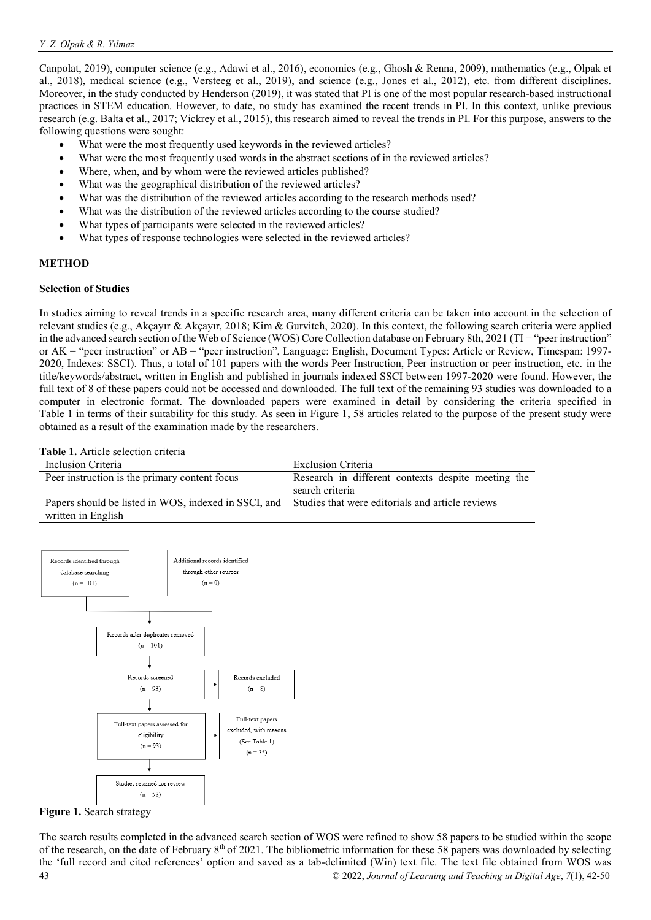Canpolat, 2019), computer science (e.g., Adawi et al., 2016), economics (e.g., Ghosh & Renna, 2009), mathematics (e.g., Olpak et al., 2018), medical science (e.g., Versteeg et al., 2019), and science (e.g., Jones et al., 2012), etc. from different disciplines. Moreover, in the study conducted by Henderson (2019), it was stated that PI is one of the most popular research-based instructional practices in STEM education. However, to date, no study has examined the recent trends in PI. In this context, unlike previous research (e.g. Balta et al., 2017; Vickrey et al., 2015), this research aimed to reveal the trends in PI. For this purpose, answers to the following questions were sought:

- What were the most frequently used keywords in the reviewed articles?
- What were the most frequently used words in the abstract sections of in the reviewed articles?
- Where, when, and by whom were the reviewed articles published?
- What was the geographical distribution of the reviewed articles?
- What was the distribution of the reviewed articles according to the research methods used?
- What was the distribution of the reviewed articles according to the course studied?
- What types of participants were selected in the reviewed articles?
- What types of response technologies were selected in the reviewed articles?

## METHOD

### Selection of Studies

In studies aiming to reveal trends in a specific research area, many different criteria can be taken into account in the selection of relevant studies (e.g., Akçayır & Akçayır, 2018; Kim & Gurvitch, 2020). In this context, the following search criteria were applied in the advanced search section of the Web of Science (WOS) Core Collection database on February 8th, 2021 (TI = "peer instruction" or AK = "peer instruction" or AB = "peer instruction", Language: English, Document Types: Article or Review, Timespan: 1997-2020, Indexes: SSCI). Thus, a total of 101 papers with the words Peer Instruction, Peer instruction or peer instruction, etc. in the title/keywords/abstract, written in English and published in journals indexed SSCI between 1997-2020 were found. However, the full text of 8 of these papers could not be accessed and downloaded. The full text of the remaining 93 studies was downloaded to a computer in electronic format. The downloaded papers were examined in detail by considering the criteria specified in Table 1 in terms of their suitability for this study. As seen in Figure 1, 58 articles related to the purpose of the present study were obtained as a result of the examination made by the researchers.

**Table 1.** Article selection criteria

| Inclusion Criteria | Exclusion Criteria |
|---|---|
| Peer instruction is the primary content focus | Research in different contexts despite meeting the search criteria |
| Papers should be listed in WOS, indexed in SSCI, and written in English | Studies that were editorials and article reviews |

Records identified through database searching (n = 101)
Additional records identified through other sources (n = 0)
Records after duplicates removed (n = 101)
Records screened (n = 93) → Records excluded (n = 8)
Full-text papers assessed for eligibility (n = 93) → Full-text papers excluded, with reasons (See Table 1) (n = 35)
Studies retained for review (n = 58)

**Figure 1.** Search strategy

The search results completed in the advanced search section of WOS were refined to show 58 papers to be studied within the scope of the research, on the date of February 8th of 2021. The bibliometric information for these 58 papers was downloaded by selecting the 'full record and cited references' option and saved as a tab-delimited (Win) text file. The text file obtained from WOS was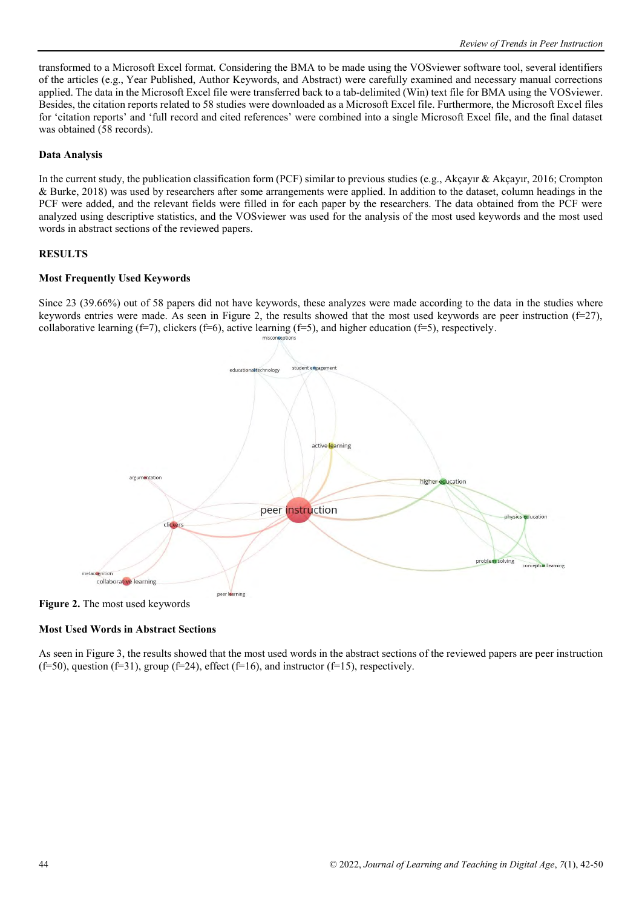transformed to a Microsoft Excel format. Considering the BMA to be made using the VOSviewer software tool, several identifiers of the articles (e.g., Year Published, Author Keywords, and Abstract) were carefully examined and necessary manual corrections applied. The data in the Microsoft Excel file were transferred back to a tab-delimited (Win) text file for BMA using the VOSviewer. Besides, the citation reports related to 58 studies were downloaded as a Microsoft Excel file. Furthermore, the Microsoft Excel files for 'citation reports' and 'full record and cited references' were combined into a single Microsoft Excel file, and the final dataset was obtained (58 records).

### Data Analysis

In the current study, the publication classification form (PCF) similar to previous studies (e.g., Akçayır & Akçayır, 2016; Crompton & Burke, 2018) was used by researchers after some arrangements were applied. In addition to the dataset, column headings in the PCF were added, and the relevant fields were filled in for each paper by the researchers. The data obtained from the PCF were analyzed using descriptive statistics, and the VOSviewer was used for the analysis of the most used keywords and the most used words in abstract sections of the reviewed papers.

## RESULTS

### Most Frequently Used Keywords

Since 23 (39.66%) out of 58 papers did not have keywords, these analyzes were made according to the data in the studies where keywords entries were made. As seen in Figure 2, the results showed that the most used keywords are peer instruction (f=27), collaborative learning (f=7), clickers (f=6), active learning (f=5), and higher education (f=5), respectively.

**Figure 2.** The most used keywords

### Most Used Words in Abstract Sections

As seen in Figure 3, the results showed that the most used words in the abstract sections of the reviewed papers are peer instruction (f=50), question (f=31), group (f=24), effect (f=16), and instructor (f=15), respectively.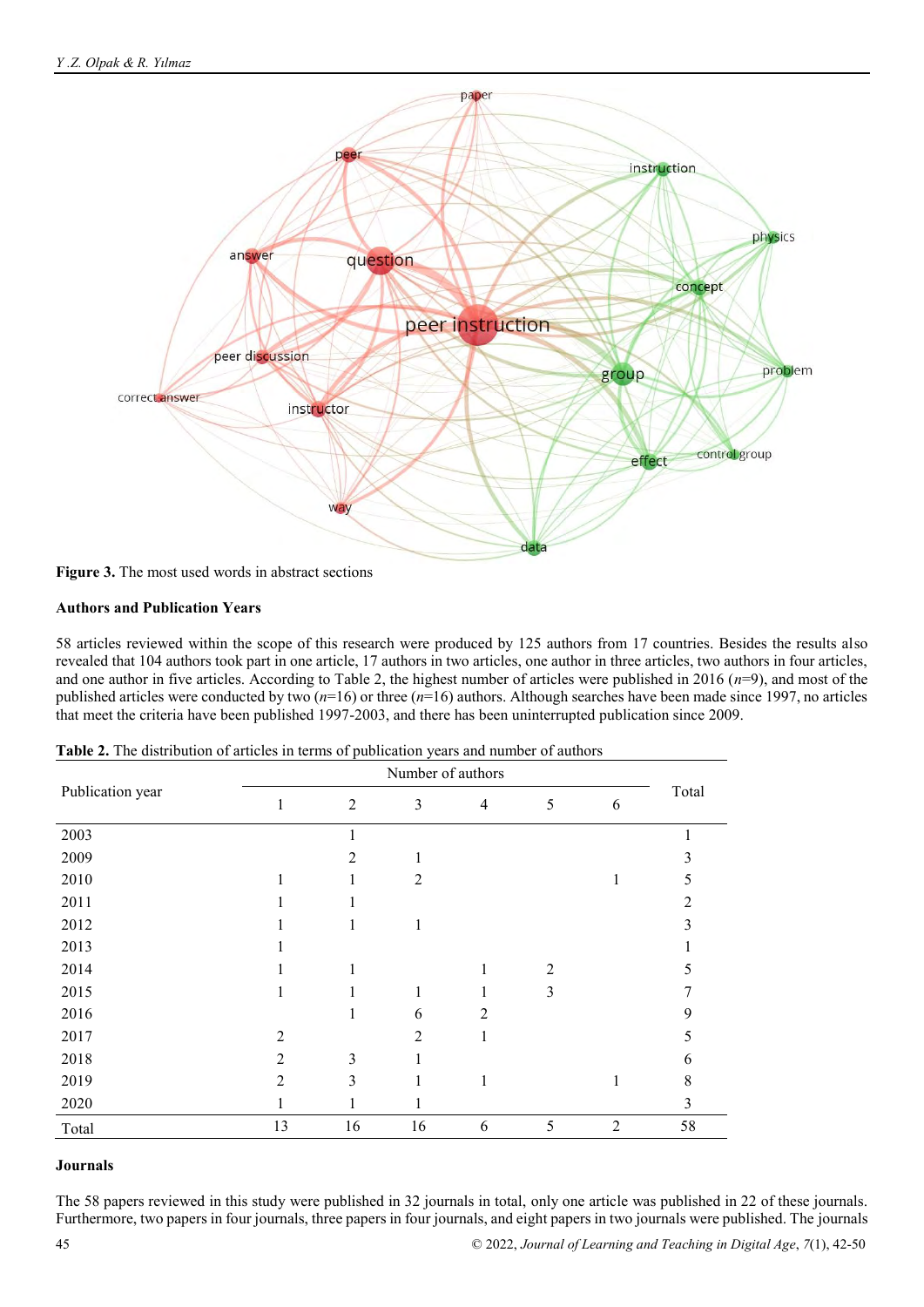**Figure 3.** The most used words in abstract sections

### Authors and Publication Years

58 articles reviewed within the scope of this research were produced by 125 authors from 17 countries. Besides the results also revealed that 104 authors took part in one article, 17 authors in two articles, one author in three articles, two authors in four articles, and one author in five articles. According to Table 2, the highest number of articles were published in 2016 ($n$=9), and most of the published articles were conducted by two ($n$=16) or three ($n$=16) authors. Although searches have been made since 1997, no articles that meet the criteria have been published 1997-2003, and there has been uninterrupted publication since 2009.

**Table 2.** The distribution of articles in terms of publication years and number of authors

| Publication year | Number of authors | | | | | | Total |
|---|---|---|---|---|---|---|---|
| | 1 | 2 | 3 | 4 | 5 | 6 | |
| 2003 | | 1 | | | | | 1 |
| 2009 | | 2 | 1 | | | | 3 |
| 2010 | 1 | 1 | 2 | | | 1 | 5 |
| 2011 | 1 | 1 | | | | | 2 |
| 2012 | 1 | 1 | 1 | | | | 3 |
| 2013 | 1 | | | | | | 1 |
| 2014 | 1 | 1 | | 1 | 2 | | 5 |
| 2015 | 1 | 1 | 1 | 1 | 3 | | 7 |
| 2016 | | 1 | 6 | 2 | | | 9 |
| 2017 | 2 | | 2 | 1 | | | 5 |
| 2018 | 2 | 3 | 1 | | | | 6 |
| 2019 | 2 | 3 | 1 | 1 | | 1 | 8 |
| 2020 | 1 | 1 | 1 | | | | 3 |
| Total | 13 | 16 | 16 | 6 | 5 | 2 | 58 |

### Journals

The 58 papers reviewed in this study were published in 32 journals in total, only one article was published in 22 of these journals. Furthermore, two papers in four journals, three papers in four journals, and eight papers in two journals were published. The journals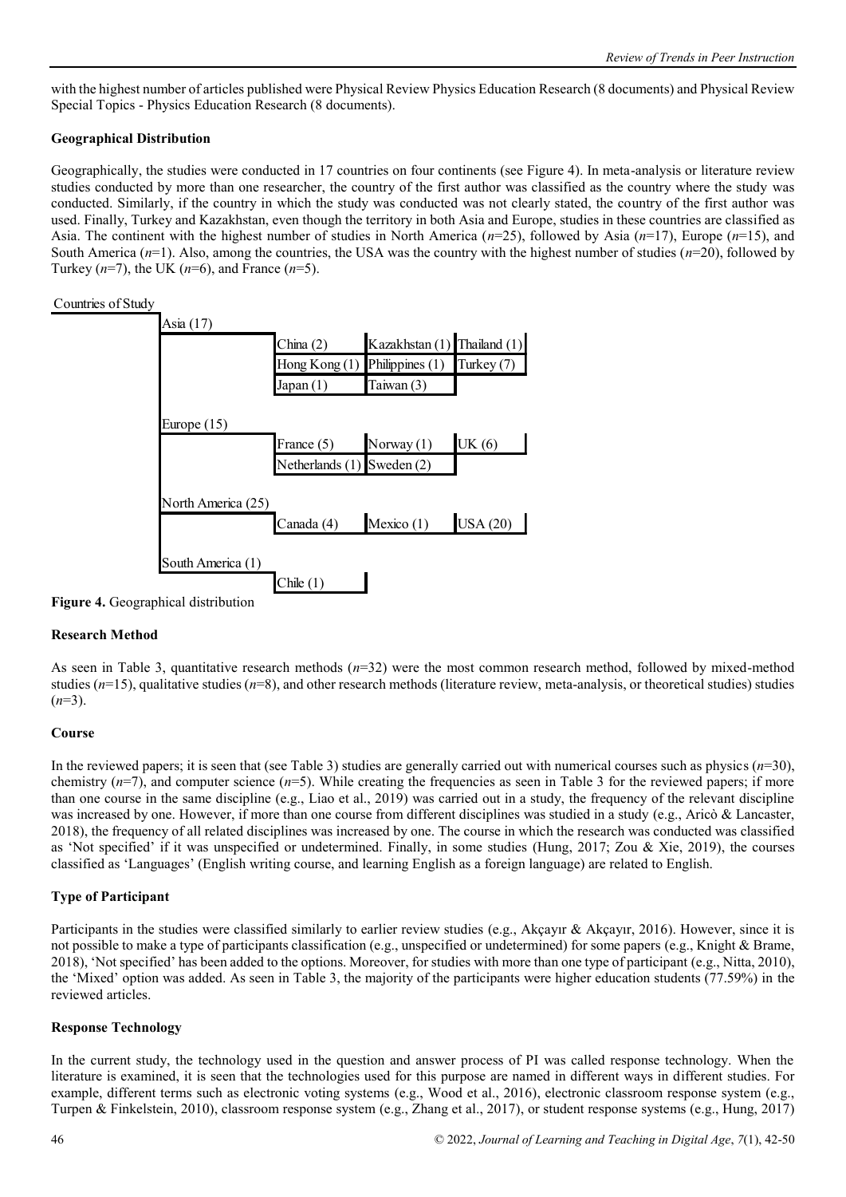with the highest number of articles published were Physical Review Physics Education Research (8 documents) and Physical Review Special Topics - Physics Education Research (8 documents).

### Geographical Distribution

Geographically, the studies were conducted in 17 countries on four continents (see Figure 4). In meta-analysis or literature review studies conducted by more than one researcher, the country of the first author was classified as the country where the study was conducted. Similarly, if the country in which the study was conducted was not clearly stated, the country of the first author was used. Finally, Turkey and Kazakhstan, even though the territory in both Asia and Europe, studies in these countries are classified as Asia. The continent with the highest number of studies in North America (*n*=25), followed by Asia (*n*=17), Europe (*n*=15), and South America (*n*=1). Also, among the countries, the USA was the country with the highest number of studies (*n*=20), followed by Turkey (*n*=7), the UK (*n*=6), and France (*n*=5).

Countries of Study

| Continent | | | |
|---|---|---|---|
| Asia (17) | China (2) | Kazakhstan (1) | Thailand (1) |
| | Hong Kong (1) | Philippines (1) | Turkey (7) |
| | Japan (1) | Taiwan (3) | |
| Europe (15) | France (5) | Norway (1) | UK (6) |
| | Netherlands (1) | Sweden (2) | |
| North America (25) | Canada (4) | Mexico (1) | USA (20) |
| South America (1) | Chile (1) | | |

**Figure 4.** Geographical distribution

### Research Method

As seen in Table 3, quantitative research methods (*n*=32) were the most common research method, followed by mixed-method studies (*n*=15), qualitative studies (*n*=8), and other research methods (literature review, meta-analysis, or theoretical studies) studies (*n*=3).

### Course

In the reviewed papers; it is seen that (see Table 3) studies are generally carried out with numerical courses such as physics (*n*=30), chemistry (*n*=7), and computer science (*n*=5). While creating the frequencies as seen in Table 3 for the reviewed papers; if more than one course in the same discipline (e.g., Liao et al., 2019) was carried out in a study, the frequency of the relevant discipline was increased by one. However, if more than one course from different disciplines was studied in a study (e.g., Aricò & Lancaster, 2018), the frequency of all related disciplines was increased by one. The course in which the research was conducted was classified as 'Not specified' if it was unspecified or undetermined. Finally, in some studies (Hung, 2017; Zou & Xie, 2019), the courses classified as 'Languages' (English writing course, and learning English as a foreign language) are related to English.

### Type of Participant

Participants in the studies were classified similarly to earlier review studies (e.g., Akçayır & Akçayır, 2016). However, since it is not possible to make a type of participants classification (e.g., unspecified or undetermined) for some papers (e.g., Knight & Brame, 2018), 'Not specified' has been added to the options. Moreover, for studies with more than one type of participant (e.g., Nitta, 2010), the 'Mixed' option was added. As seen in Table 3, the majority of the participants were higher education students (77.59%) in the reviewed articles.

### Response Technology

In the current study, the technology used in the question and answer process of PI was called response technology. When the literature is examined, it is seen that the technologies used for this purpose are named in different ways in different studies. For example, different terms such as electronic voting systems (e.g., Wood et al., 2016), electronic classroom response system (e.g., Turpen & Finkelstein, 2010), classroom response system (e.g., Zhang et al., 2017), or student response systems (e.g., Hung, 2017)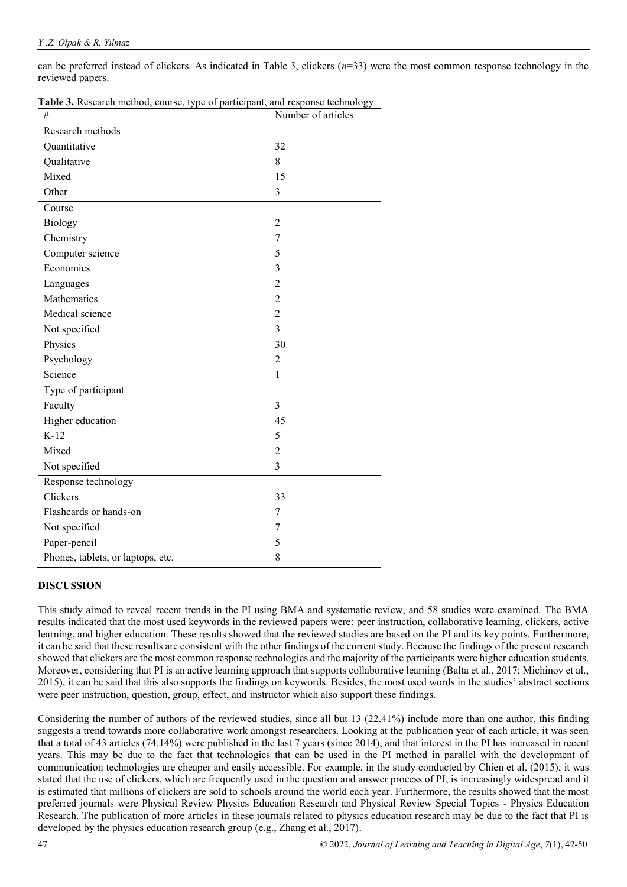can be preferred instead of clickers. As indicated in Table 3, clickers ($n$=33) were the most common response technology in the reviewed papers.

**Table 3.** Research method, course, type of participant, and response technology

| # | Number of articles |
|---|---|
| Research methods | |
| Quantitative | 32 |
| Qualitative | 8 |
| Mixed | 15 |
| Other | 3 |
| Course | |
| Biology | 2 |
| Chemistry | 7 |
| Computer science | 5 |
| Economics | 3 |
| Languages | 2 |
| Mathematics | 2 |
| Medical science | 2 |
| Not specified | 3 |
| Physics | 30 |
| Psychology | 2 |
| Science | 1 |
| Type of participant | |
| Faculty | 3 |
| Higher education | 45 |
| K-12 | 5 |
| Mixed | 2 |
| Not specified | 3 |
| Response technology | |
| Clickers | 33 |
| Flashcards or hands-on | 7 |
| Not specified | 7 |
| Paper-pencil | 5 |
| Phones, tablets, or laptops, etc. | 8 |

## DISCUSSION

This study aimed to reveal recent trends in the PI using BMA and systematic review, and 58 studies were examined. The BMA results indicated that the most used keywords in the reviewed papers were: peer instruction, collaborative learning, clickers, active learning, and higher education. These results showed that the reviewed studies are based on the PI and its key points. Furthermore, it can be said that these results are consistent with the other findings of the current study. Because the findings of the present research showed that clickers are the most common response technologies and the majority of the participants were higher education students. Moreover, considering that PI is an active learning approach that supports collaborative learning (Balta et al., 2017; Michinov et al., 2015), it can be said that this also supports the findings on keywords. Besides, the most used words in the studies' abstract sections were peer instruction, question, group, effect, and instructor which also support these findings.

Considering the number of authors of the reviewed studies, since all but 13 (22.41%) include more than one author, this finding suggests a trend towards more collaborative work amongst researchers. Looking at the publication year of each article, it was seen that a total of 43 articles (74.14%) were published in the last 7 years (since 2014), and that interest in the PI has increased in recent years. This may be due to the fact that technologies that can be used in the PI method in parallel with the development of communication technologies are cheaper and easily accessible. For example, in the study conducted by Chien et al. (2015), it was stated that the use of clickers, which are frequently used in the question and answer process of PI, is increasingly widespread and it is estimated that millions of clickers are sold to schools around the world each year. Furthermore, the results showed that the most preferred journals were Physical Review Physics Education Research and Physical Review Special Topics - Physics Education Research. The publication of more articles in these journals related to physics education research may be due to the fact that PI is developed by the physics education research group (e.g., Zhang et al., 2017).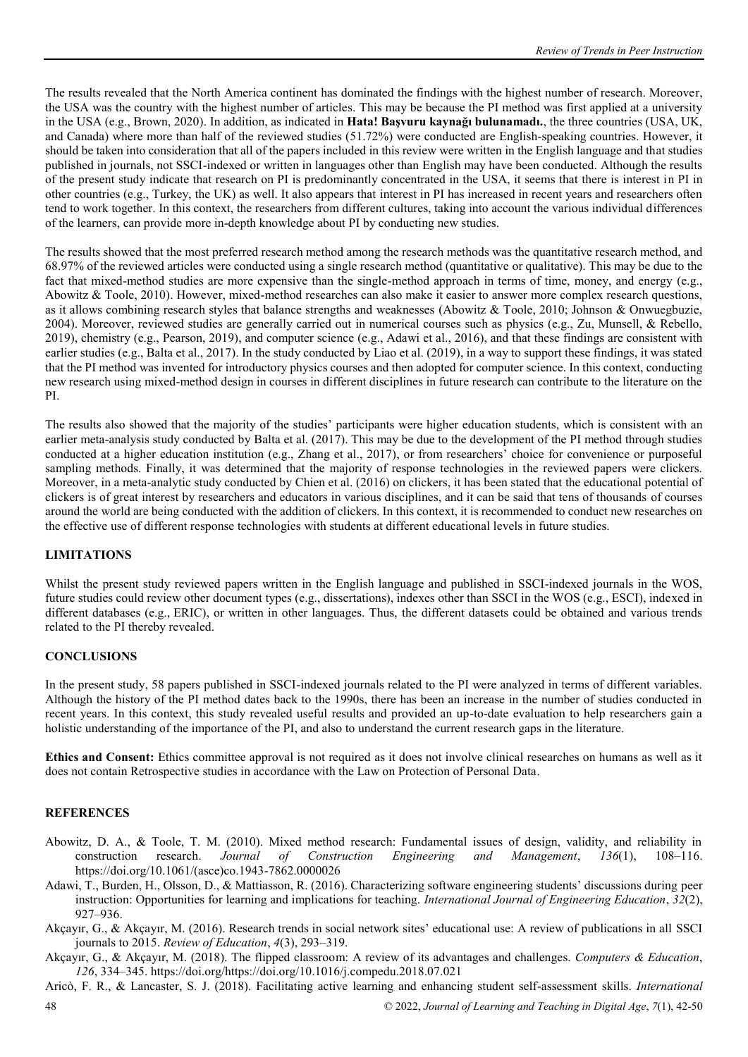The results revealed that the North America continent has dominated the findings with the highest number of research. Moreover, the USA was the country with the highest number of articles. This may be because the PI method was first applied at a university in the USA (e.g., Brown, 2020). In addition, as indicated in **Hata! Başvuru kaynağı bulunamadı.**, the three countries (USA, UK, and Canada) where more than half of the reviewed studies (51.72%) were conducted are English-speaking countries. However, it should be taken into consideration that all of the papers included in this review were written in the English language and that studies published in journals, not SSCI-indexed or written in languages other than English may have been conducted. Although the results of the present study indicate that research on PI is predominantly concentrated in the USA, it seems that there is interest in PI in other countries (e.g., Turkey, the UK) as well. It also appears that interest in PI has increased in recent years and researchers often tend to work together. In this context, the researchers from different cultures, taking into account the various individual differences of the learners, can provide more in-depth knowledge about PI by conducting new studies.

The results showed that the most preferred research method among the research methods was the quantitative research method, and 68.97% of the reviewed articles were conducted using a single research method (quantitative or qualitative). This may be due to the fact that mixed-method studies are more expensive than the single-method approach in terms of time, money, and energy (e.g., Abowitz & Toole, 2010). However, mixed-method researches can also make it easier to answer more complex research questions, as it allows combining research styles that balance strengths and weaknesses (Abowitz & Toole, 2010; Johnson & Onwuegbuzie, 2004). Moreover, reviewed studies are generally carried out in numerical courses such as physics (e.g., Zu, Munsell, & Rebello, 2019), chemistry (e.g., Pearson, 2019), and computer science (e.g., Adawi et al., 2016), and that these findings are consistent with earlier studies (e.g., Balta et al., 2017). In the study conducted by Liao et al. (2019), in a way to support these findings, it was stated that the PI method was invented for introductory physics courses and then adopted for computer science. In this context, conducting new research using mixed-method design in courses in different disciplines in future research can contribute to the literature on the PI.

The results also showed that the majority of the studies' participants were higher education students, which is consistent with an earlier meta-analysis study conducted by Balta et al. (2017). This may be due to the development of the PI method through studies conducted at a higher education institution (e.g., Zhang et al., 2017), or from researchers' choice for convenience or purposeful sampling methods. Finally, it was determined that the majority of response technologies in the reviewed papers were clickers. Moreover, in a meta-analytic study conducted by Chien et al. (2016) on clickers, it has been stated that the educational potential of clickers is of great interest by researchers and educators in various disciplines, and it can be said that tens of thousands of courses around the world are being conducted with the addition of clickers. In this context, it is recommended to conduct new researches on the effective use of different response technologies with students at different educational levels in future studies.

## LIMITATIONS

Whilst the present study reviewed papers written in the English language and published in SSCI-indexed journals in the WOS, future studies could review other document types (e.g., dissertations), indexes other than SSCI in the WOS (e.g., ESCI), indexed in different databases (e.g., ERIC), or written in other languages. Thus, the different datasets could be obtained and various trends related to the PI thereby revealed.

## CONCLUSIONS

In the present study, 58 papers published in SSCI-indexed journals related to the PI were analyzed in terms of different variables. Although the history of the PI method dates back to the 1990s, there has been an increase in the number of studies conducted in recent years. In this context, this study revealed useful results and provided an up-to-date evaluation to help researchers gain a holistic understanding of the importance of the PI, and also to understand the current research gaps in the literature.

**Ethics and Consent:** Ethics committee approval is not required as it does not involve clinical researches on humans as well as it does not contain Retrospective studies in accordance with the Law on Protection of Personal Data.

## REFERENCES

Abowitz, D. A., & Toole, T. M. (2010). Mixed method research: Fundamental issues of design, validity, and reliability in construction research. *Journal of Construction Engineering and Management*, *136*(1), 108–116. https://doi.org/10.1061/(asce)co.1943-7862.0000026

Adawi, T., Burden, H., Olsson, D., & Mattiasson, R. (2016). Characterizing software engineering students' discussions during peer instruction: Opportunities for learning and implications for teaching. *International Journal of Engineering Education*, *32*(2), 927–936.

Akçayır, G., & Akçayır, M. (2016). Research trends in social network sites' educational use: A review of publications in all SSCI journals to 2015. *Review of Education*, *4*(3), 293–319.

Akçayır, G., & Akçayır, M. (2018). The flipped classroom: A review of its advantages and challenges. *Computers & Education*, *126*, 334–345. https://doi.org/https://doi.org/10.1016/j.compedu.2018.07.021

Aricò, F. R., & Lancaster, S. J. (2018). Facilitating active learning and enhancing student self-assessment skills. *International*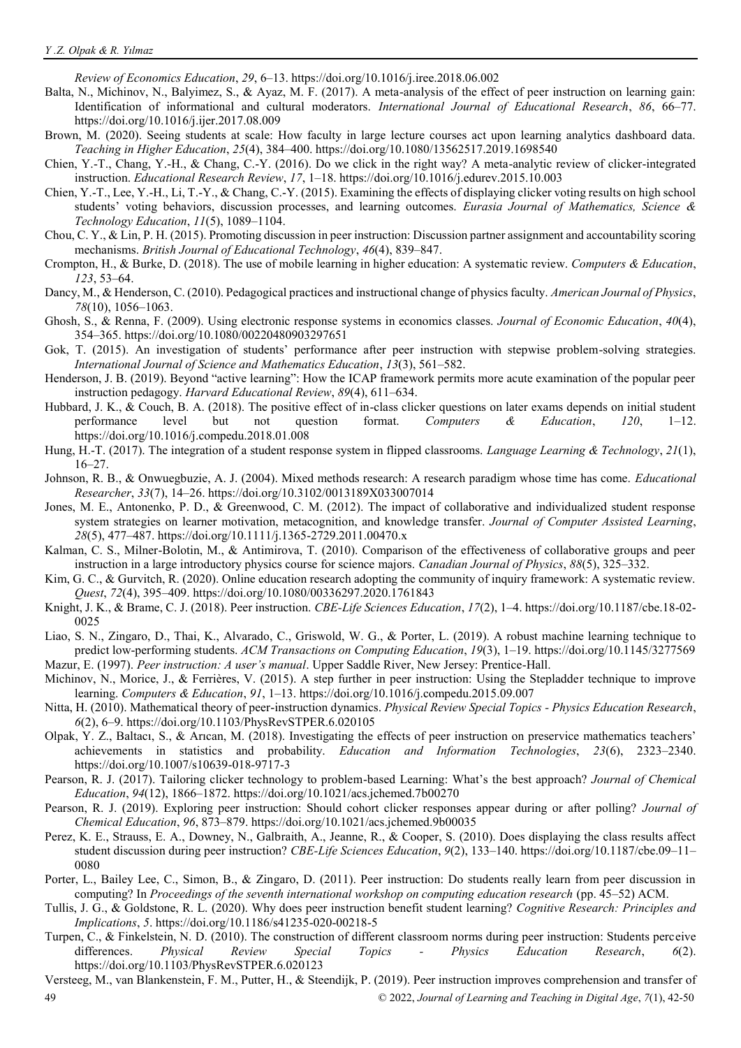*Review of Economics Education*, *29*, 6–13. https://doi.org/10.1016/j.iree.2018.06.002

Balta, N., Michinov, N., Balyimez, S., & Ayaz, M. F. (2017). A meta-analysis of the effect of peer instruction on learning gain: Identification of informational and cultural moderators. *International Journal of Educational Research*, *86*, 66–77. https://doi.org/10.1016/j.ijer.2017.08.009

Brown, M. (2020). Seeing students at scale: How faculty in large lecture courses act upon learning analytics dashboard data. *Teaching in Higher Education*, *25*(4), 384–400. https://doi.org/10.1080/13562517.2019.1698540

Chien, Y.-T., Chang, Y.-H., & Chang, C.-Y. (2016). Do we click in the right way? A meta-analytic review of clicker-integrated instruction. *Educational Research Review*, *17*, 1–18. https://doi.org/10.1016/j.edurev.2015.10.003

Chien, Y.-T., Lee, Y.-H., Li, T.-Y., & Chang, C.-Y. (2015). Examining the effects of displaying clicker voting results on high school students' voting behaviors, discussion processes, and learning outcomes. *Eurasia Journal of Mathematics, Science & Technology Education*, *11*(5), 1089–1104.

Chou, C. Y., & Lin, P. H. (2015). Promoting discussion in peer instruction: Discussion partner assignment and accountability scoring mechanisms. *British Journal of Educational Technology*, *46*(4), 839–847.

Crompton, H., & Burke, D. (2018). The use of mobile learning in higher education: A systematic review. *Computers & Education*, *123*, 53–64.

Dancy, M., & Henderson, C. (2010). Pedagogical practices and instructional change of physics faculty. *American Journal of Physics*, *78*(10), 1056–1063.

Ghosh, S., & Renna, F. (2009). Using electronic response systems in economics classes. *Journal of Economic Education*, *40*(4), 354–365. https://doi.org/10.1080/00220480903297651

Gok, T. (2015). An investigation of students' performance after peer instruction with stepwise problem-solving strategies. *International Journal of Science and Mathematics Education*, *13*(3), 561–582.

Henderson, J. B. (2019). Beyond "active learning": How the ICAP framework permits more acute examination of the popular peer instruction pedagogy. *Harvard Educational Review*, *89*(4), 611–634.

Hubbard, J. K., & Couch, B. A. (2018). The positive effect of in-class clicker questions on later exams depends on initial student performance level but not question format. *Computers & Education*, *120*, 1–12. https://doi.org/10.1016/j.compedu.2018.01.008

Hung, H.-T. (2017). The integration of a student response system in flipped classrooms. *Language Learning & Technology*, *21*(1), 16–27.

Johnson, R. B., & Onwuegbuzie, A. J. (2004). Mixed methods research: A research paradigm whose time has come. *Educational Researcher*, *33*(7), 14–26. https://doi.org/10.3102/0013189X033007014

Jones, M. E., Antonenko, P. D., & Greenwood, C. M. (2012). The impact of collaborative and individualized student response system strategies on learner motivation, metacognition, and knowledge transfer. *Journal of Computer Assisted Learning*, *28*(5), 477–487. https://doi.org/10.1111/j.1365-2729.2011.00470.x

Kalman, C. S., Milner-Bolotin, M., & Antimirova, T. (2010). Comparison of the effectiveness of collaborative groups and peer instruction in a large introductory physics course for science majors. *Canadian Journal of Physics*, *88*(5), 325–332.

Kim, G. C., & Gurvitch, R. (2020). Online education research adopting the community of inquiry framework: A systematic review. *Quest*, *72*(4), 395–409. https://doi.org/10.1080/00336297.2020.1761843

Knight, J. K., & Brame, C. J. (2018). Peer instruction. *CBE-Life Sciences Education*, *17*(2), 1–4. https://doi.org/10.1187/cbe.18-02-0025

Liao, S. N., Zingaro, D., Thai, K., Alvarado, C., Griswold, W. G., & Porter, L. (2019). A robust machine learning technique to predict low-performing students. *ACM Transactions on Computing Education*, *19*(3), 1–19. https://doi.org/10.1145/3277569

Mazur, E. (1997). *Peer instruction: A user's manual*. Upper Saddle River, New Jersey: Prentice-Hall.

Michinov, N., Morice, J., & Ferrières, V. (2015). A step further in peer instruction: Using the Stepladder technique to improve learning. *Computers & Education*, *91*, 1–13. https://doi.org/10.1016/j.compedu.2015.09.007

Nitta, H. (2010). Mathematical theory of peer-instruction dynamics. *Physical Review Special Topics - Physics Education Research*, *6*(2), 6–9. https://doi.org/10.1103/PhysRevSTPER.6.020105

Olpak, Y. Z., Baltacı, S., & Arıcan, M. (2018). Investigating the effects of peer instruction on preservice mathematics teachers' achievements in statistics and probability. *Education and Information Technologies*, *23*(6), 2323–2340. https://doi.org/10.1007/s10639-018-9717-3

Pearson, R. J. (2017). Tailoring clicker technology to problem-based Learning: What's the best approach? *Journal of Chemical Education*, *94*(12), 1866–1872. https://doi.org/10.1021/acs.jchemed.7b00270

Pearson, R. J. (2019). Exploring peer instruction: Should cohort clicker responses appear during or after polling? *Journal of Chemical Education*, *96*, 873–879. https://doi.org/10.1021/acs.jchemed.9b00035

Perez, K. E., Strauss, E. A., Downey, N., Galbraith, A., Jeanne, R., & Cooper, S. (2010). Does displaying the class results affect student discussion during peer instruction? *CBE-Life Sciences Education*, *9*(2), 133–140. https://doi.org/10.1187/cbe.09–11–0080

Porter, L., Bailey Lee, C., Simon, B., & Zingaro, D. (2011). Peer instruction: Do students really learn from peer discussion in computing? In *Proceedings of the seventh international workshop on computing education research* (pp. 45–52) ACM.

Tullis, J. G., & Goldstone, R. L. (2020). Why does peer instruction benefit student learning? *Cognitive Research: Principles and Implications*, *5*. https://doi.org/10.1186/s41235-020-00218-5

Turpen, C., & Finkelstein, N. D. (2010). The construction of different classroom norms during peer instruction: Students perceive differences. *Physical Review Special Topics - Physics Education Research*, *6*(2). https://doi.org/10.1103/PhysRevSTPER.6.020123

Versteeg, M., van Blankenstein, F. M., Putter, H., & Steendijk, P. (2019). Peer instruction improves comprehension and transfer of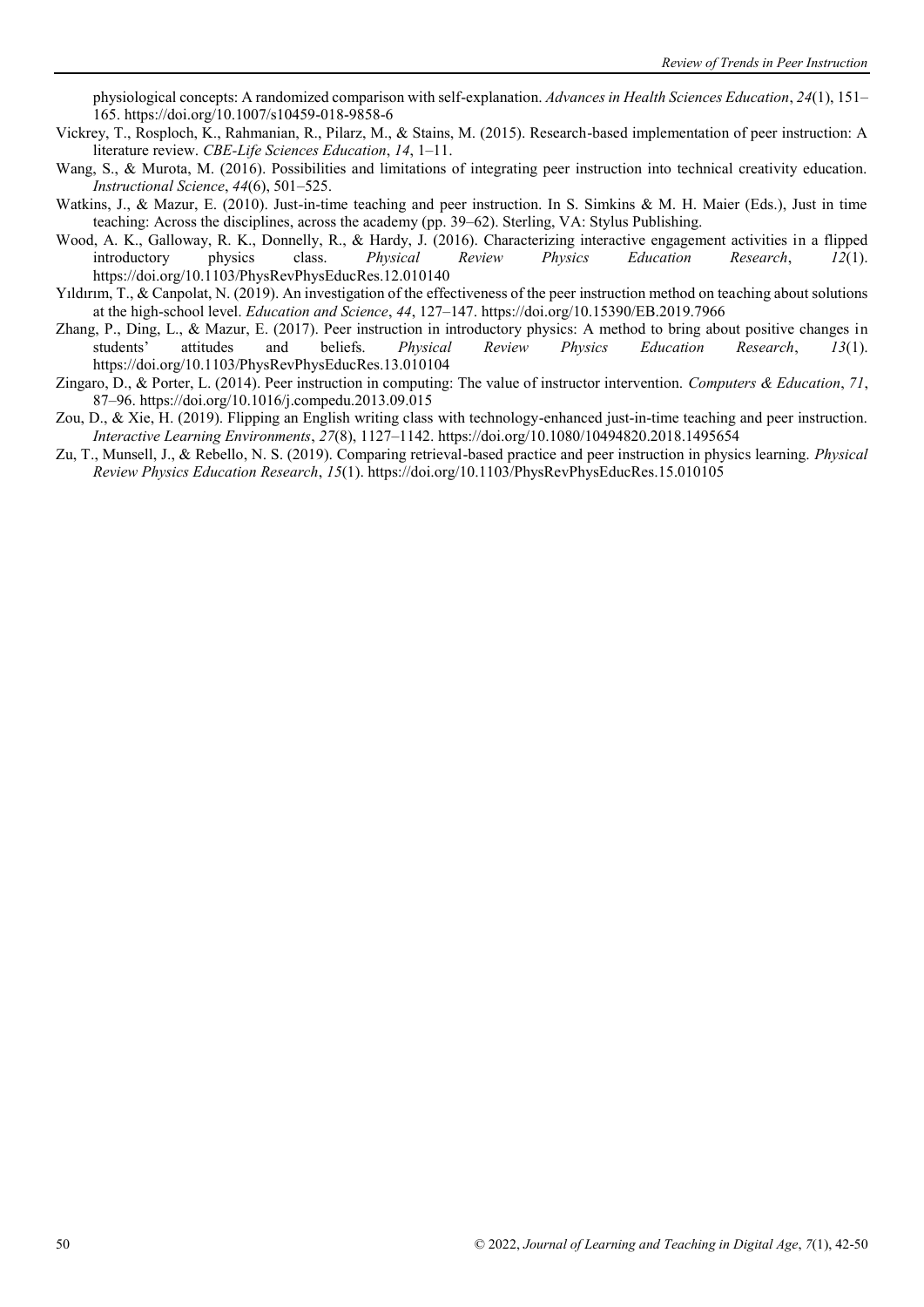physiological concepts: A randomized comparison with self-explanation. *Advances in Health Sciences Education*, *24*(1), 151–165. https://doi.org/10.1007/s10459-018-9858-6

Vickrey, T., Rosploch, K., Rahmanian, R., Pilarz, M., & Stains, M. (2015). Research-based implementation of peer instruction: A literature review. *CBE-Life Sciences Education*, *14*, 1–11.

Wang, S., & Murota, M. (2016). Possibilities and limitations of integrating peer instruction into technical creativity education. *Instructional Science*, *44*(6), 501–525.

Watkins, J., & Mazur, E. (2010). Just-in-time teaching and peer instruction. In S. Simkins & M. H. Maier (Eds.), Just in time teaching: Across the disciplines, across the academy (pp. 39–62). Sterling, VA: Stylus Publishing.

Wood, A. K., Galloway, R. K., Donnelly, R., & Hardy, J. (2016). Characterizing interactive engagement activities in a flipped introductory physics class. *Physical Review Physics Education Research*, *12*(1). https://doi.org/10.1103/PhysRevPhysEducRes.12.010140

Yıldırım, T., & Canpolat, N. (2019). An investigation of the effectiveness of the peer instruction method on teaching about solutions at the high-school level. *Education and Science*, *44*, 127–147. https://doi.org/10.15390/EB.2019.7966

Zhang, P., Ding, L., & Mazur, E. (2017). Peer instruction in introductory physics: A method to bring about positive changes in students' attitudes and beliefs. *Physical Review Physics Education Research*, *13*(1). https://doi.org/10.1103/PhysRevPhysEducRes.13.010104

Zingaro, D., & Porter, L. (2014). Peer instruction in computing: The value of instructor intervention. *Computers & Education*, *71*, 87–96. https://doi.org/10.1016/j.compedu.2013.09.015

Zou, D., & Xie, H. (2019). Flipping an English writing class with technology-enhanced just-in-time teaching and peer instruction. *Interactive Learning Environments*, *27*(8), 1127–1142. https://doi.org/10.1080/10494820.2018.1495654

Zu, T., Munsell, J., & Rebello, N. S. (2019). Comparing retrieval-based practice and peer instruction in physics learning. *Physical Review Physics Education Research*, *15*(1). https://doi.org/10.1103/PhysRevPhysEducRes.15.010105